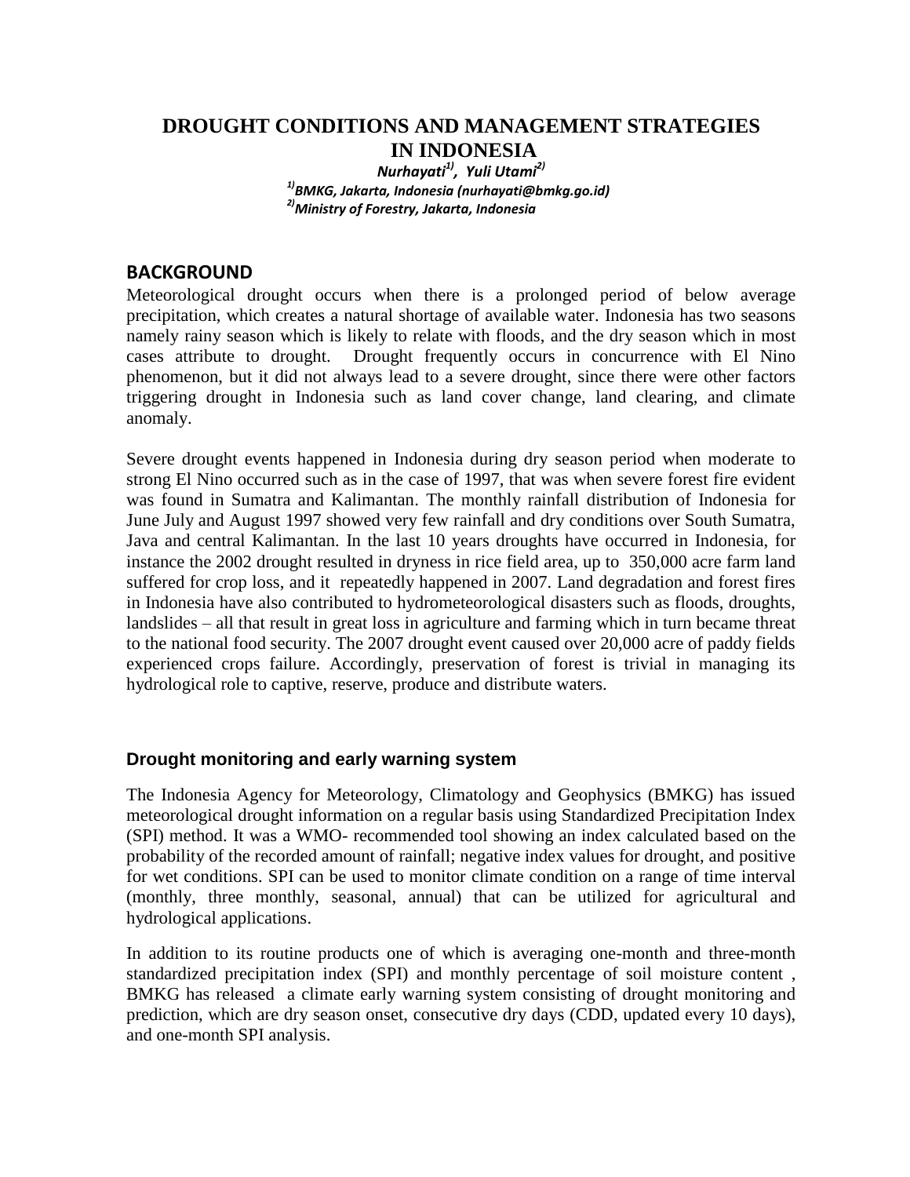# DROUGHT CONDITIONS AND MANAGEMENT STRATEGIES IN INDONESIA

***Nurhayati[1], Yuli Utami[2]***

*[1]BMKG, Jakarta, Indonesia (nurhayati@bmkg.go.id)*

*[2]Ministry of Forestry, Jakarta, Indonesia*

## BACKGROUND

Meteorological drought occurs when there is a prolonged period of below average precipitation, which creates a natural shortage of available water. Indonesia has two seasons namely rainy season which is likely to relate with floods, and the dry season which in most cases attribute to drought. Drought frequently occurs in concurrence with El Nino phenomenon, but it did not always lead to a severe drought, since there were other factors triggering drought in Indonesia such as land cover change, land clearing, and climate anomaly.

Severe drought events happened in Indonesia during dry season period when moderate to strong El Nino occurred such as in the case of 1997, that was when severe forest fire evident was found in Sumatra and Kalimantan. The monthly rainfall distribution of Indonesia for June July and August 1997 showed very few rainfall and dry conditions over South Sumatra, Java and central Kalimantan. In the last 10 years droughts have occurred in Indonesia, for instance the 2002 drought resulted in dryness in rice field area, up to 350,000 acre farm land suffered for crop loss, and it repeatedly happened in 2007. Land degradation and forest fires in Indonesia have also contributed to hydrometeorological disasters such as floods, droughts, landslides – all that result in great loss in agriculture and farming which in turn became threat to the national food security. The 2007 drought event caused over 20,000 acre of paddy fields experienced crops failure. Accordingly, preservation of forest is trivial in managing its hydrological role to captive, reserve, produce and distribute waters.

### Drought monitoring and early warning system

The Indonesia Agency for Meteorology, Climatology and Geophysics (BMKG) has issued meteorological drought information on a regular basis using Standardized Precipitation Index (SPI) method. It was a WMO- recommended tool showing an index calculated based on the probability of the recorded amount of rainfall; negative index values for drought, and positive for wet conditions. SPI can be used to monitor climate condition on a range of time interval (monthly, three monthly, seasonal, annual) that can be utilized for agricultural and hydrological applications.

In addition to its routine products one of which is averaging one-month and three-month standardized precipitation index (SPI) and monthly percentage of soil moisture content , BMKG has released a climate early warning system consisting of drought monitoring and prediction, which are dry season onset, consecutive dry days (CDD, updated every 10 days), and one-month SPI analysis.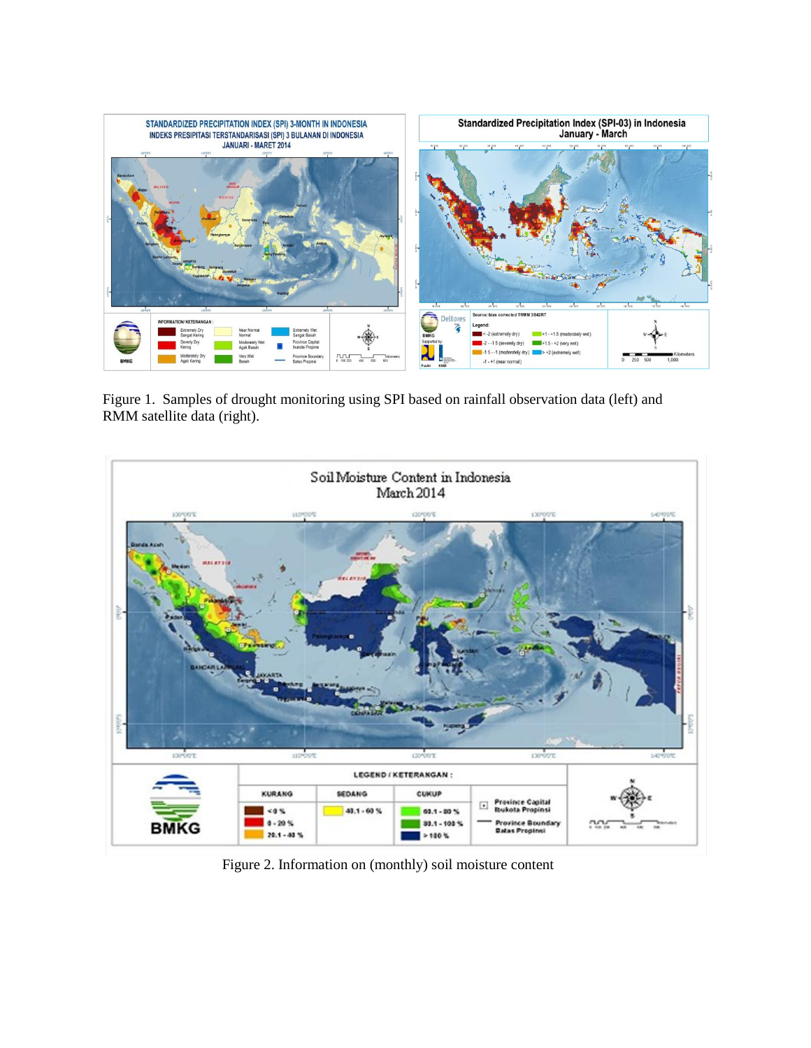Figure 1. Samples of drought monitoring using SPI based on rainfall observation data (left) and RMM satellite data (right).

Figure 2. Information on (monthly) soil moisture content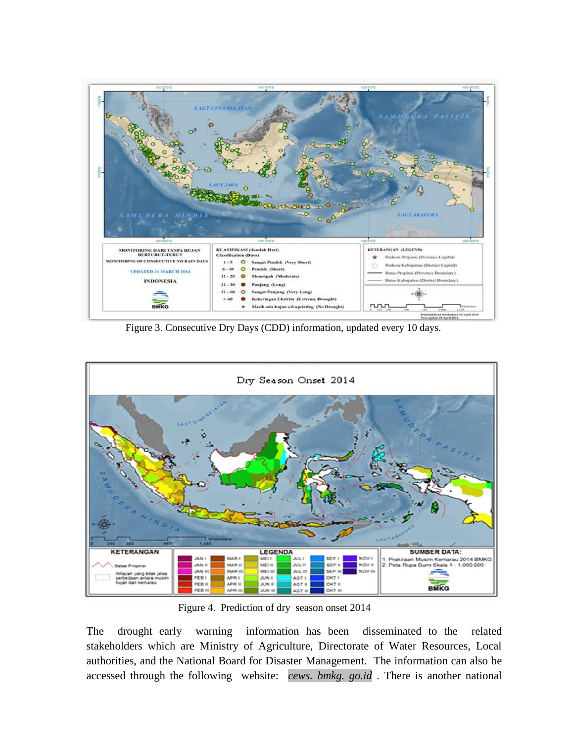Figure 3. Consecutive Dry Days (CDD) information, updated every 10 days.

Figure 4. Prediction of dry season onset 2014

The drought early warning information has been disseminated to the related stakeholders which are Ministry of Agriculture, Directorate of Water Resources, Local authorities, and the National Board for Disaster Management. The information can also be accessed through the following website: *cews. bmkg. go.id* . There is another national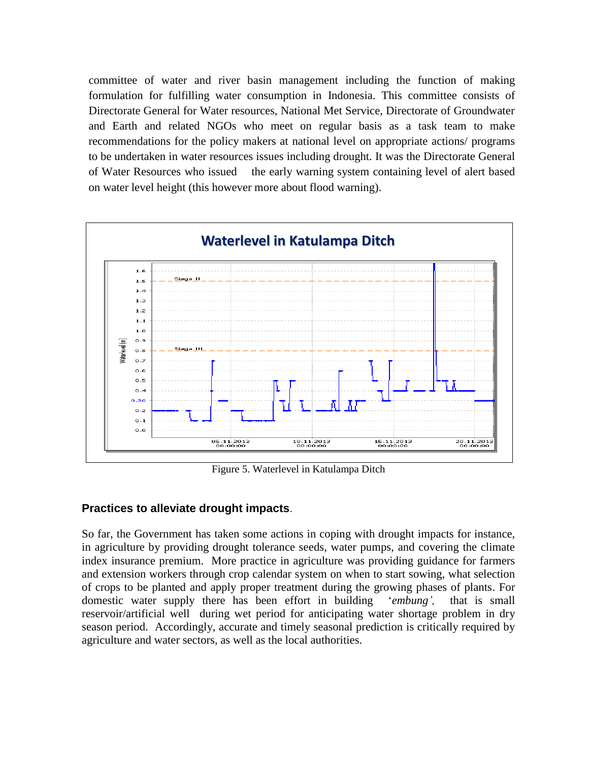committee of water and river basin management including the function of making formulation for fulfilling water consumption in Indonesia. This committee consists of Directorate General for Water resources, National Met Service, Directorate of Groundwater and Earth and related NGOs who meet on regular basis as a task team to make recommendations for the policy makers at national level on appropriate actions/ programs to be undertaken in water resources issues including drought. It was the Directorate General of Water Resources who issued the early warning system containing level of alert based on water level height (this however more about flood warning).

Figure 5. Waterlevel in Katulampa Ditch

## Practices to alleviate drought impacts.

So far, the Government has taken some actions in coping with drought impacts for instance, in agriculture by providing drought tolerance seeds, water pumps, and covering the climate index insurance premium. More practice in agriculture was providing guidance for farmers and extension workers through crop calendar system on when to start sowing, what selection of crops to be planted and apply proper treatment during the growing phases of plants. For domestic water supply there has been effort in building '*embung',* that is small reservoir/artificial well during wet period for anticipating water shortage problem in dry season period. Accordingly, accurate and timely seasonal prediction is critically required by agriculture and water sectors, as well as the local authorities.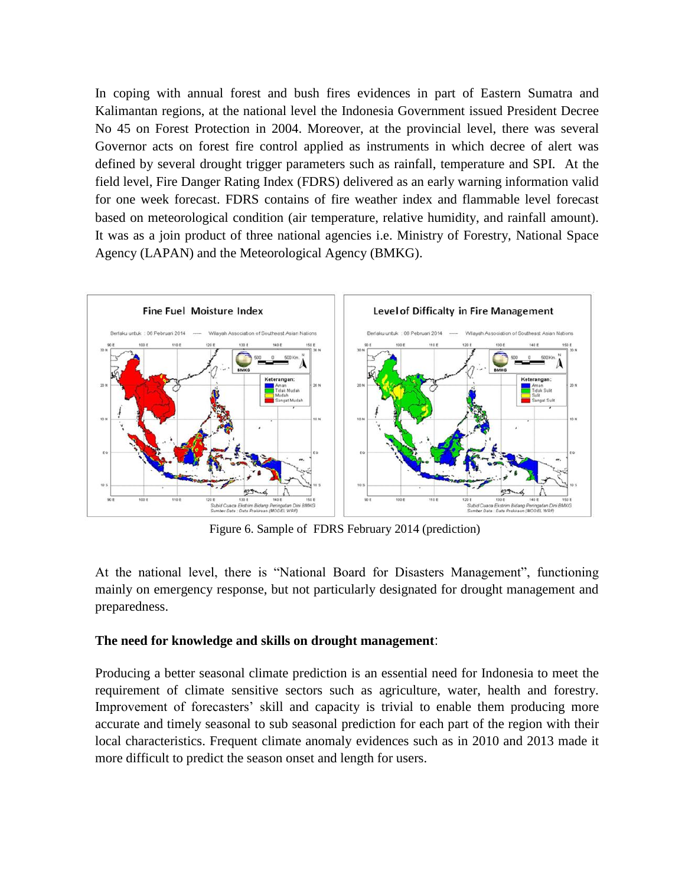In coping with annual forest and bush fires evidences in part of Eastern Sumatra and Kalimantan regions, at the national level the Indonesia Government issued President Decree No 45 on Forest Protection in 2004. Moreover, at the provincial level, there was several Governor acts on forest fire control applied as instruments in which decree of alert was defined by several drought trigger parameters such as rainfall, temperature and SPI. At the field level, Fire Danger Rating Index (FDRS) delivered as an early warning information valid for one week forecast. FDRS contains of fire weather index and flammable level forecast based on meteorological condition (air temperature, relative humidity, and rainfall amount). It was as a join product of three national agencies i.e. Ministry of Forestry, National Space Agency (LAPAN) and the Meteorological Agency (BMKG).

Figure 6. Sample of FDRS February 2014 (prediction)

At the national level, there is "National Board for Disasters Management", functioning mainly on emergency response, but not particularly designated for drought management and preparedness.

**The need for knowledge and skills on drought management**:

Producing a better seasonal climate prediction is an essential need for Indonesia to meet the requirement of climate sensitive sectors such as agriculture, water, health and forestry. Improvement of forecasters' skill and capacity is trivial to enable them producing more accurate and timely seasonal to sub seasonal prediction for each part of the region with their local characteristics. Frequent climate anomaly evidences such as in 2010 and 2013 made it more difficult to predict the season onset and length for users.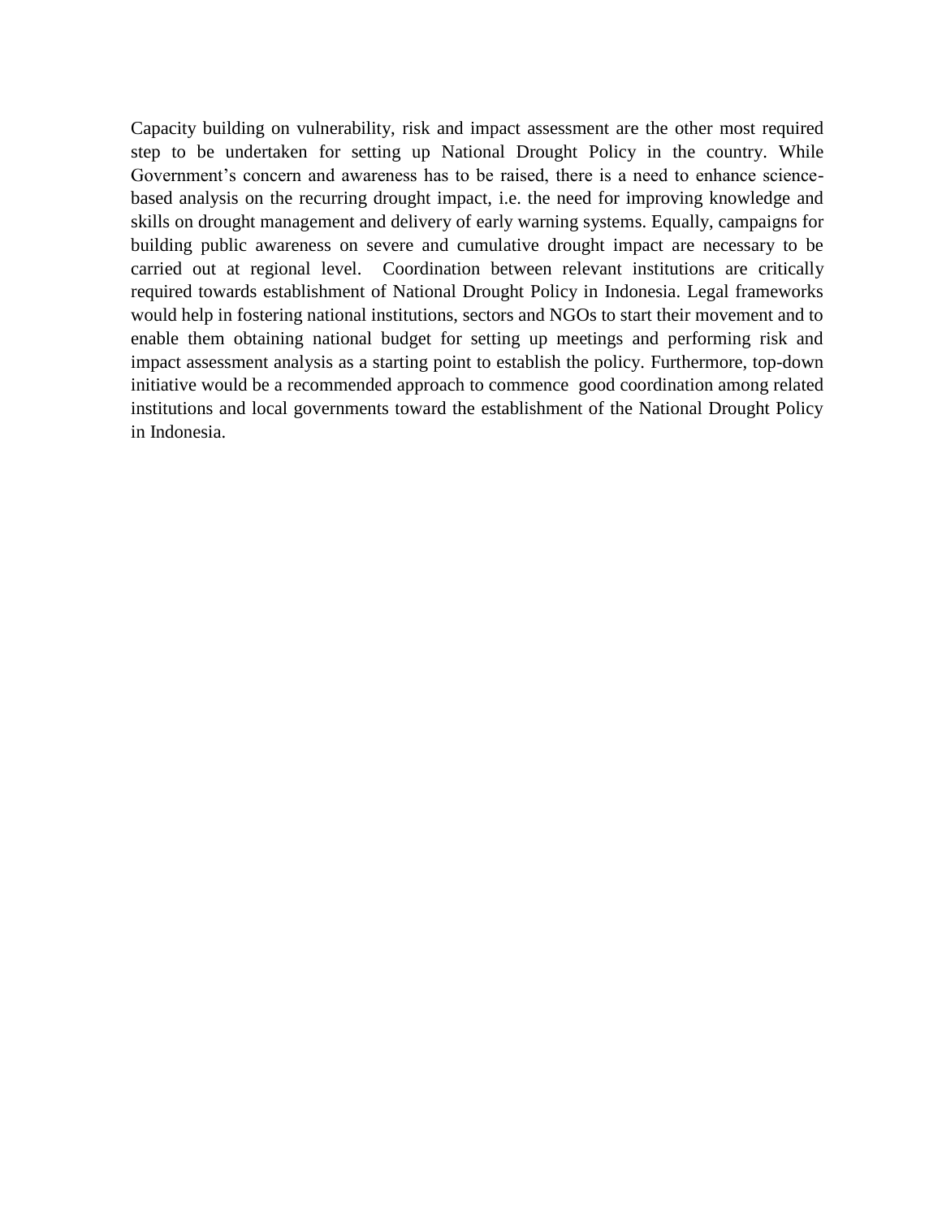Capacity building on vulnerability, risk and impact assessment are the other most required step to be undertaken for setting up National Drought Policy in the country. While Government's concern and awareness has to be raised, there is a need to enhance science-based analysis on the recurring drought impact, i.e. the need for improving knowledge and skills on drought management and delivery of early warning systems. Equally, campaigns for building public awareness on severe and cumulative drought impact are necessary to be carried out at regional level. Coordination between relevant institutions are critically required towards establishment of National Drought Policy in Indonesia. Legal frameworks would help in fostering national institutions, sectors and NGOs to start their movement and to enable them obtaining national budget for setting up meetings and performing risk and impact assessment analysis as a starting point to establish the policy. Furthermore, top-down initiative would be a recommended approach to commence good coordination among related institutions and local governments toward the establishment of the National Drought Policy in Indonesia.